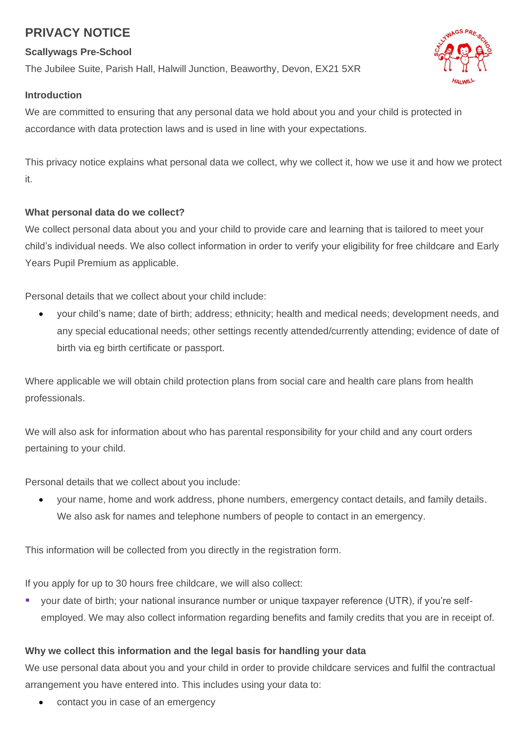# PRIVACY NOTICE

**Scallywags Pre-School**

The Jubilee Suite, Parish Hall, Halwill Junction, Beaworthy, Devon, EX21 5XR

### Introduction

We are committed to ensuring that any personal data we hold about you and your child is protected in accordance with data protection laws and is used in line with your expectations.

This privacy notice explains what personal data we collect, why we collect it, how we use it and how we protect it.

### What personal data do we collect?

We collect personal data about you and your child to provide care and learning that is tailored to meet your child's individual needs. We also collect information in order to verify your eligibility for free childcare and Early Years Pupil Premium as applicable.

Personal details that we collect about your child include:

- your child's name; date of birth; address; ethnicity; health and medical needs; development needs, and any special educational needs; other settings recently attended/currently attending; evidence of date of birth via eg birth certificate or passport.

Where applicable we will obtain child protection plans from social care and health care plans from health professionals.

We will also ask for information about who has parental responsibility for your child and any court orders pertaining to your child.

Personal details that we collect about you include:

- your name, home and work address, phone numbers, emergency contact details, and family details. We also ask for names and telephone numbers of people to contact in an emergency.

This information will be collected from you directly in the registration form.

If you apply for up to 30 hours free childcare, we will also collect:

- your date of birth; your national insurance number or unique taxpayer reference (UTR), if you're self-employed. We may also collect information regarding benefits and family credits that you are in receipt of.

### Why we collect this information and the legal basis for handling your data

We use personal data about you and your child in order to provide childcare services and fulfil the contractual arrangement you have entered into. This includes using your data to:

- contact you in case of an emergency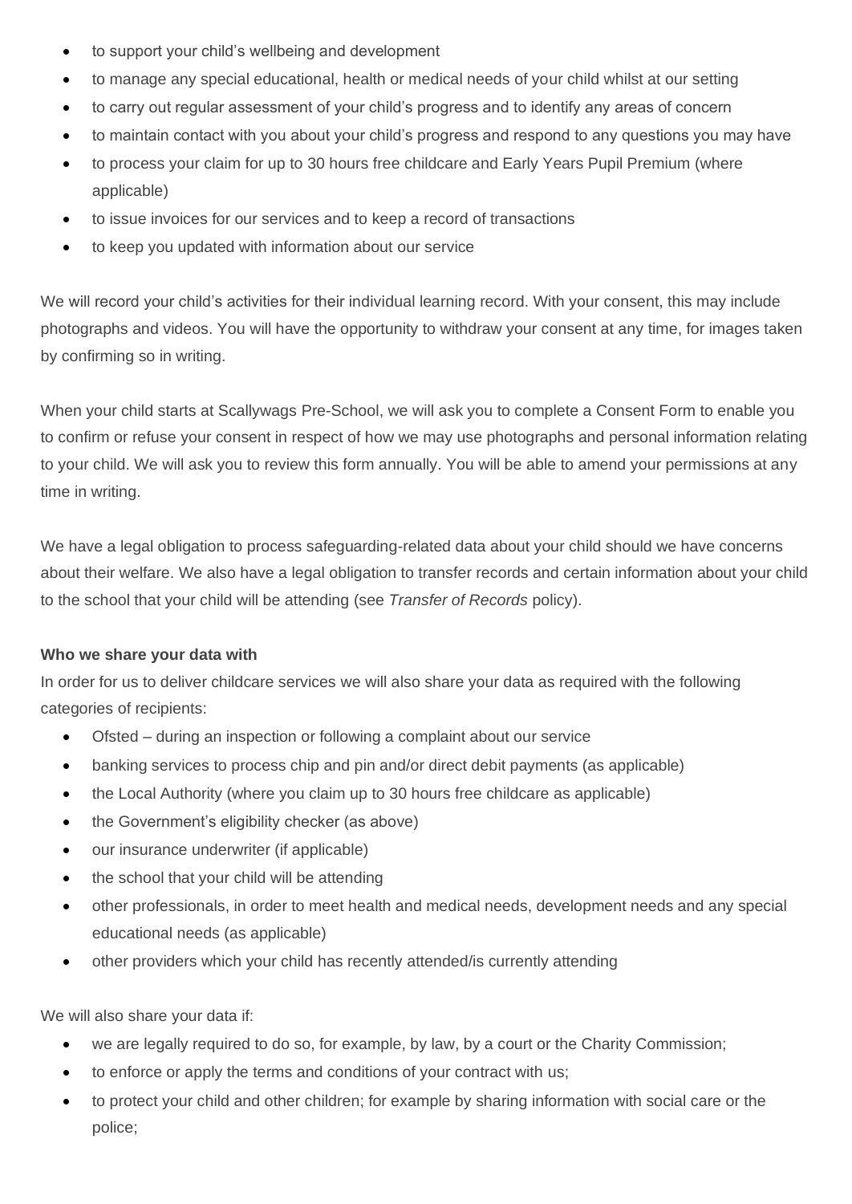- to support your child's wellbeing and development
- to manage any special educational, health or medical needs of your child whilst at our setting
- to carry out regular assessment of your child's progress and to identify any areas of concern
- to maintain contact with you about your child's progress and respond to any questions you may have
- to process your claim for up to 30 hours free childcare and Early Years Pupil Premium (where applicable)
- to issue invoices for our services and to keep a record of transactions
- to keep you updated with information about our service

We will record your child's activities for their individual learning record. With your consent, this may include photographs and videos. You will have the opportunity to withdraw your consent at any time, for images taken by confirming so in writing.

When your child starts at Scallywags Pre-School, we will ask you to complete a Consent Form to enable you to confirm or refuse your consent in respect of how we may use photographs and personal information relating to your child. We will ask you to review this form annually. You will be able to amend your permissions at any time in writing.

We have a legal obligation to process safeguarding-related data about your child should we have concerns about their welfare. We also have a legal obligation to transfer records and certain information about your child to the school that your child will be attending (see *Transfer of Records* policy).

**Who we share your data with**

In order for us to deliver childcare services we will also share your data as required with the following categories of recipients:

- Ofsted – during an inspection or following a complaint about our service
- banking services to process chip and pin and/or direct debit payments (as applicable)
- the Local Authority (where you claim up to 30 hours free childcare as applicable)
- the Government's eligibility checker (as above)
- our insurance underwriter (if applicable)
- the school that your child will be attending
- other professionals, in order to meet health and medical needs, development needs and any special educational needs (as applicable)
- other providers which your child has recently attended/is currently attending

We will also share your data if:

- we are legally required to do so, for example, by law, by a court or the Charity Commission;
- to enforce or apply the terms and conditions of your contract with us;
- to protect your child and other children; for example by sharing information with social care or the police;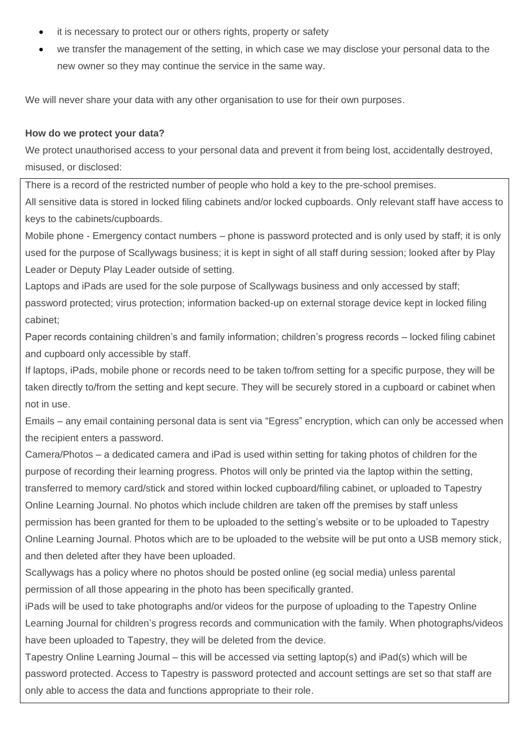- it is necessary to protect our or others rights, property or safety
- we transfer the management of the setting, in which case we may disclose your personal data to the new owner so they may continue the service in the same way.

We will never share your data with any other organisation to use for their own purposes.

**How do we protect your data?**

We protect unauthorised access to your personal data and prevent it from being lost, accidentally destroyed, misused, or disclosed:

There is a record of the restricted number of people who hold a key to the pre-school premises.

All sensitive data is stored in locked filing cabinets and/or locked cupboards. Only relevant staff have access to keys to the cabinets/cupboards.

Mobile phone - Emergency contact numbers – phone is password protected and is only used by staff; it is only used for the purpose of Scallywags business; it is kept in sight of all staff during session; looked after by Play Leader or Deputy Play Leader outside of setting.

Laptops and iPads are used for the sole purpose of Scallywags business and only accessed by staff; password protected; virus protection; information backed-up on external storage device kept in locked filing cabinet;

Paper records containing children's and family information; children's progress records – locked filing cabinet and cupboard only accessible by staff.

If laptops, iPads, mobile phone or records need to be taken to/from setting for a specific purpose, they will be taken directly to/from the setting and kept secure. They will be securely stored in a cupboard or cabinet when not in use.

Emails – any email containing personal data is sent via "Egress" encryption, which can only be accessed when the recipient enters a password.

Camera/Photos – a dedicated camera and iPad is used within setting for taking photos of children for the purpose of recording their learning progress. Photos will only be printed via the laptop within the setting, transferred to memory card/stick and stored within locked cupboard/filing cabinet, or uploaded to Tapestry Online Learning Journal. No photos which include children are taken off the premises by staff unless permission has been granted for them to be uploaded to the setting's website or to be uploaded to Tapestry Online Learning Journal. Photos which are to be uploaded to the website will be put onto a USB memory stick, and then deleted after they have been uploaded.

Scallywags has a policy where no photos should be posted online (eg social media) unless parental permission of all those appearing in the photo has been specifically granted.

iPads will be used to take photographs and/or videos for the purpose of uploading to the Tapestry Online Learning Journal for children's progress records and communication with the family. When photographs/videos have been uploaded to Tapestry, they will be deleted from the device.

Tapestry Online Learning Journal – this will be accessed via setting laptop(s) and iPad(s) which will be password protected. Access to Tapestry is password protected and account settings are set so that staff are only able to access the data and functions appropriate to their role.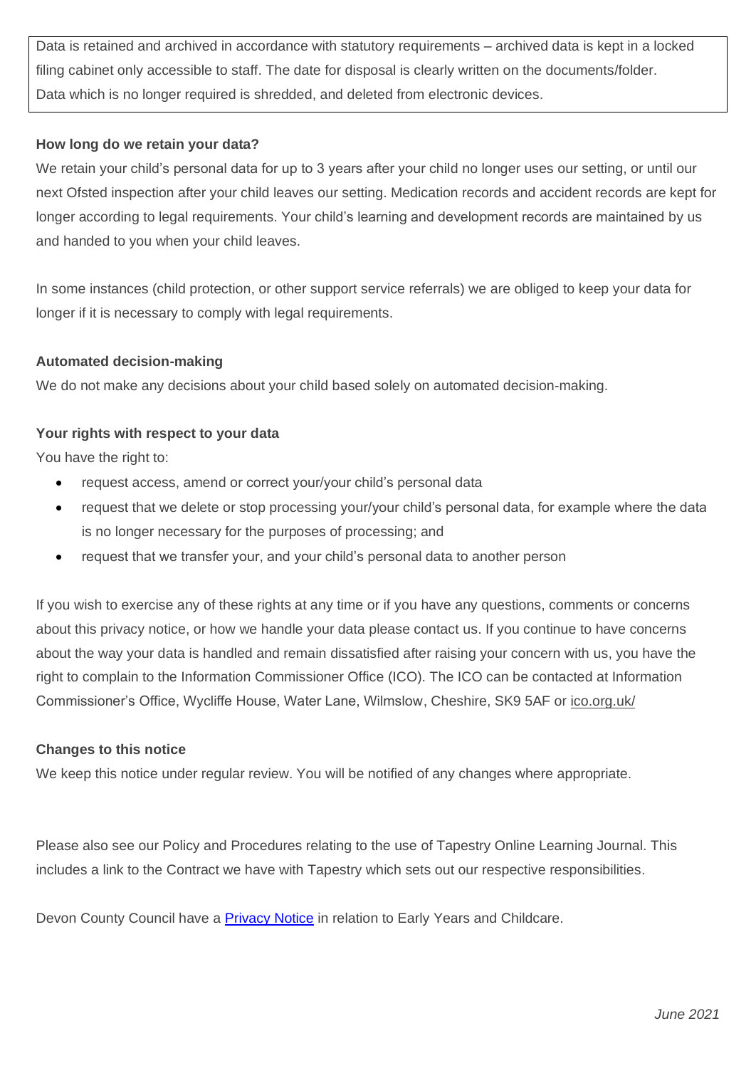Data is retained and archived in accordance with statutory requirements – archived data is kept in a locked filing cabinet only accessible to staff. The date for disposal is clearly written on the documents/folder. Data which is no longer required is shredded, and deleted from electronic devices.

**How long do we retain your data?**

We retain your child's personal data for up to 3 years after your child no longer uses our setting, or until our next Ofsted inspection after your child leaves our setting. Medication records and accident records are kept for longer according to legal requirements. Your child's learning and development records are maintained by us and handed to you when your child leaves.

In some instances (child protection, or other support service referrals) we are obliged to keep your data for longer if it is necessary to comply with legal requirements.

**Automated decision-making**

We do not make any decisions about your child based solely on automated decision-making.

**Your rights with respect to your data**

You have the right to:

- request access, amend or correct your/your child's personal data
- request that we delete or stop processing your/your child's personal data, for example where the data is no longer necessary for the purposes of processing; and
- request that we transfer your, and your child's personal data to another person

If you wish to exercise any of these rights at any time or if you have any questions, comments or concerns about this privacy notice, or how we handle your data please contact us. If you continue to have concerns about the way your data is handled and remain dissatisfied after raising your concern with us, you have the right to complain to the Information Commissioner Office (ICO). The ICO can be contacted at Information Commissioner's Office, Wycliffe House, Water Lane, Wilmslow, Cheshire, SK9 5AF or ico.org.uk/

**Changes to this notice**

We keep this notice under regular review. You will be notified of any changes where appropriate.

Please also see our Policy and Procedures relating to the use of Tapestry Online Learning Journal. This includes a link to the Contract we have with Tapestry which sets out our respective responsibilities.

Devon County Council have a Privacy Notice in relation to Early Years and Childcare.

*June 2021*